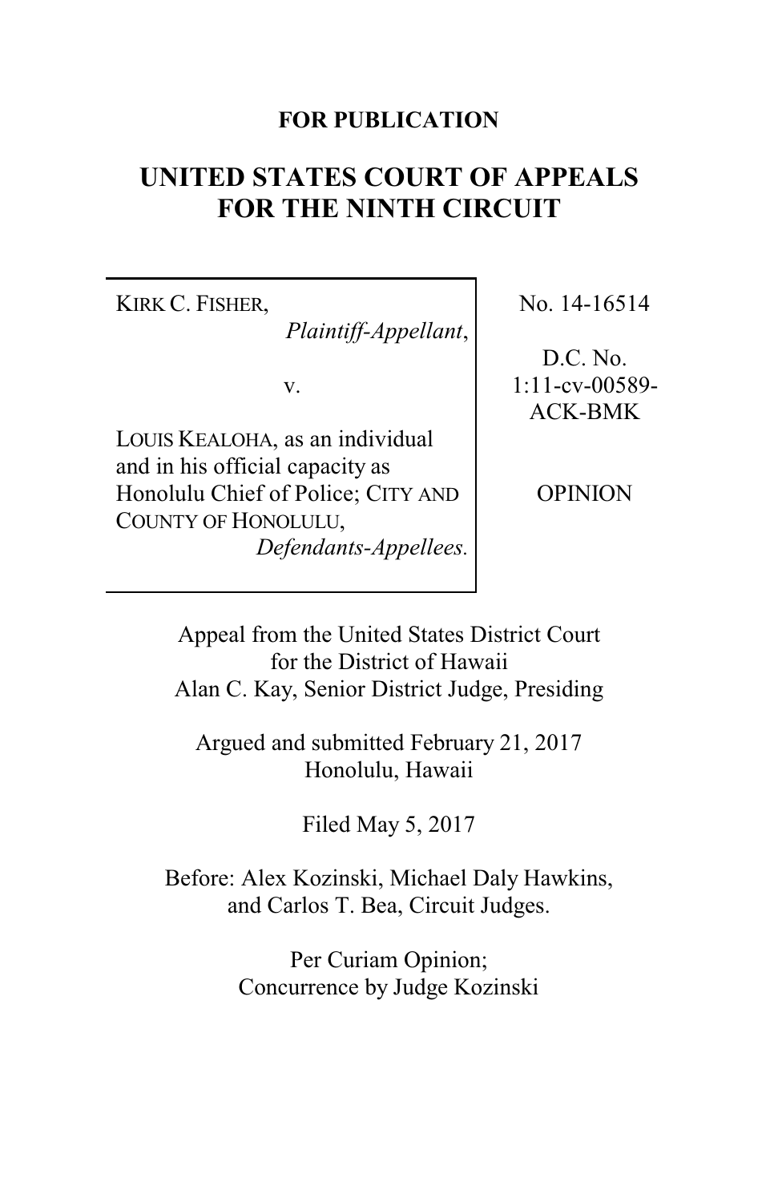**FOR PUBLICATION**

# UNITED STATES COURT OF APPEALS FOR THE NINTH CIRCUIT

| | |
|---|---|
| KIRK C. FISHER,<br>*Plaintiff-Appellant*,<br><br>v.<br><br>LOUIS KEALOHA, as an individual and in his official capacity as Honolulu Chief of Police; CITY AND COUNTY OF HONOLULU,<br>*Defendants-Appellees.* | No. 14-16514<br><br>D.C. No. 1:11-cv-00589-ACK-BMK<br><br>OPINION |

Appeal from the United States District Court for the District of Hawaii
Alan C. Kay, Senior District Judge, Presiding

Argued and submitted February 21, 2017
Honolulu, Hawaii

Filed May 5, 2017

Before: Alex Kozinski, Michael Daly Hawkins, and Carlos T. Bea, Circuit Judges.

Per Curiam Opinion;
Concurrence by Judge Kozinski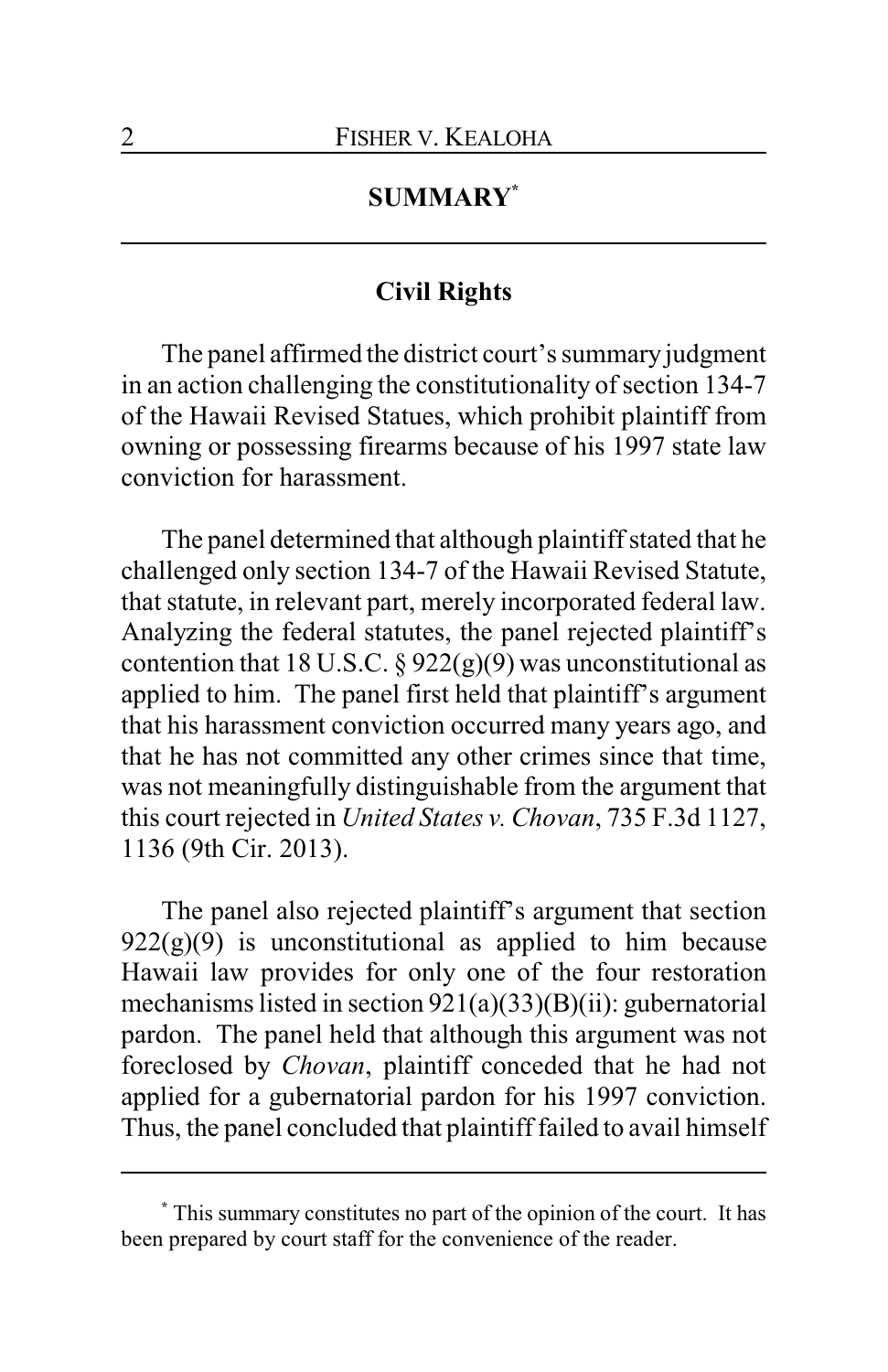## SUMMARY[*]

### Civil Rights

The panel affirmed the district court's summary judgment in an action challenging the constitutionality of section 134-7 of the Hawaii Revised Statues, which prohibit plaintiff from owning or possessing firearms because of his 1997 state law conviction for harassment.

The panel determined that although plaintiff stated that he challenged only section 134-7 of the Hawaii Revised Statute, that statute, in relevant part, merely incorporated federal law. Analyzing the federal statutes, the panel rejected plaintiff's contention that 18 U.S.C. § 922(g)(9) was unconstitutional as applied to him. The panel first held that plaintiff's argument that his harassment conviction occurred many years ago, and that he has not committed any other crimes since that time, was not meaningfully distinguishable from the argument that this court rejected in *United States v. Chovan*, 735 F.3d 1127, 1136 (9th Cir. 2013).

The panel also rejected plaintiff's argument that section 922(g)(9) is unconstitutional as applied to him because Hawaii law provides for only one of the four restoration mechanisms listed in section 921(a)(33)(B)(ii): gubernatorial pardon. The panel held that although this argument was not foreclosed by *Chovan*, plaintiff conceded that he had not applied for a gubernatorial pardon for his 1997 conviction. Thus, the panel concluded that plaintiff failed to avail himself

---

[*] This summary constitutes no part of the opinion of the court. It has been prepared by court staff for the convenience of the reader.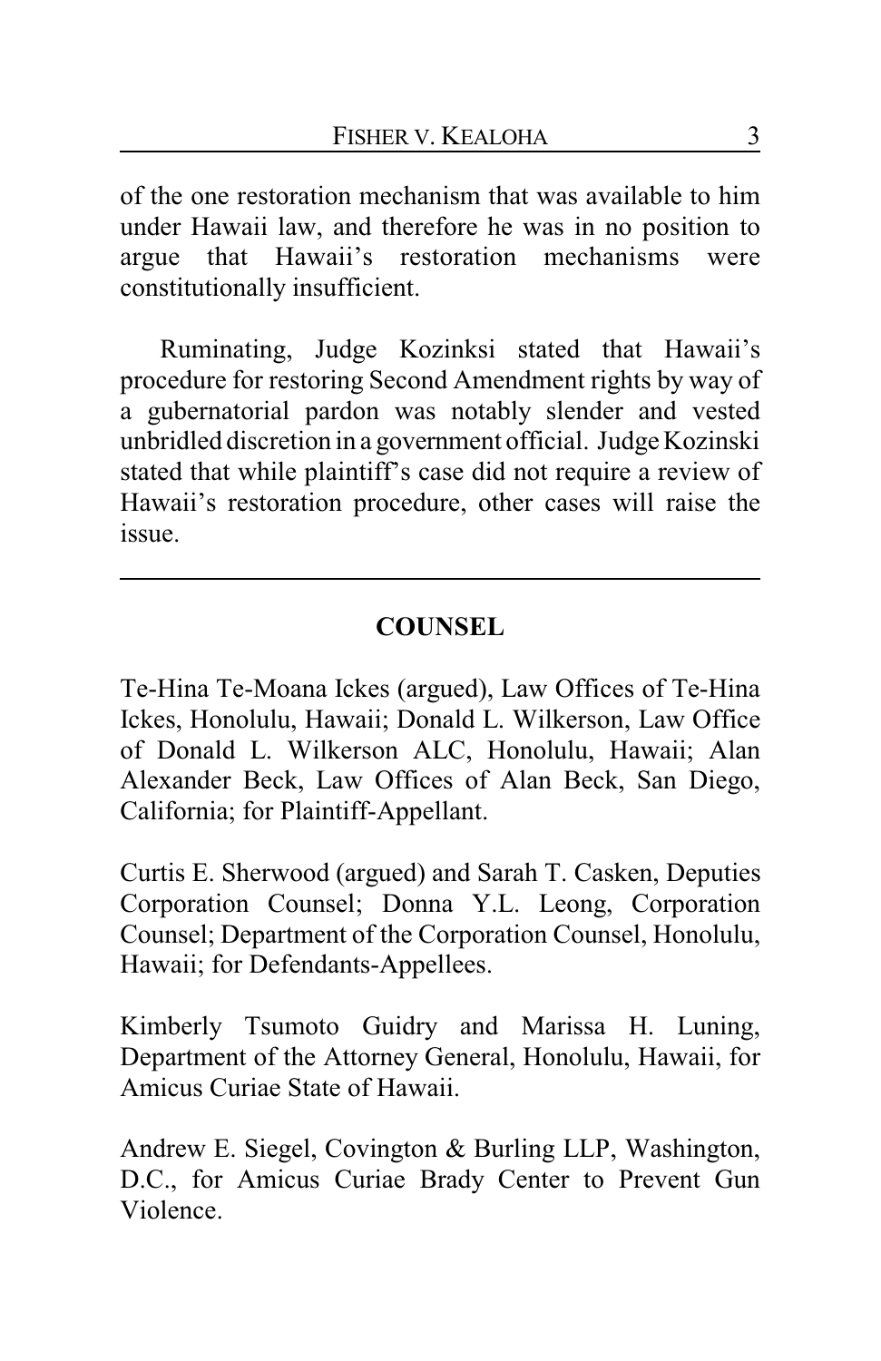of the one restoration mechanism that was available to him under Hawaii law, and therefore he was in no position to argue that Hawaii's restoration mechanisms were constitutionally insufficient.

Ruminating, Judge Kozinksi stated that Hawaii's procedure for restoring Second Amendment rights by way of a gubernatorial pardon was notably slender and vested unbridled discretion in a government official. Judge Kozinski stated that while plaintiff's case did not require a review of Hawaii's restoration procedure, other cases will raise the issue.

---

## COUNSEL

Te-Hina Te-Moana Ickes (argued), Law Offices of Te-Hina Ickes, Honolulu, Hawaii; Donald L. Wilkerson, Law Office of Donald L. Wilkerson ALC, Honolulu, Hawaii; Alan Alexander Beck, Law Offices of Alan Beck, San Diego, California; for Plaintiff-Appellant.

Curtis E. Sherwood (argued) and Sarah T. Casken, Deputies Corporation Counsel; Donna Y.L. Leong, Corporation Counsel; Department of the Corporation Counsel, Honolulu, Hawaii; for Defendants-Appellees.

Kimberly Tsumoto Guidry and Marissa H. Luning, Department of the Attorney General, Honolulu, Hawaii, for Amicus Curiae State of Hawaii.

Andrew E. Siegel, Covington & Burling LLP, Washington, D.C., for Amicus Curiae Brady Center to Prevent Gun Violence.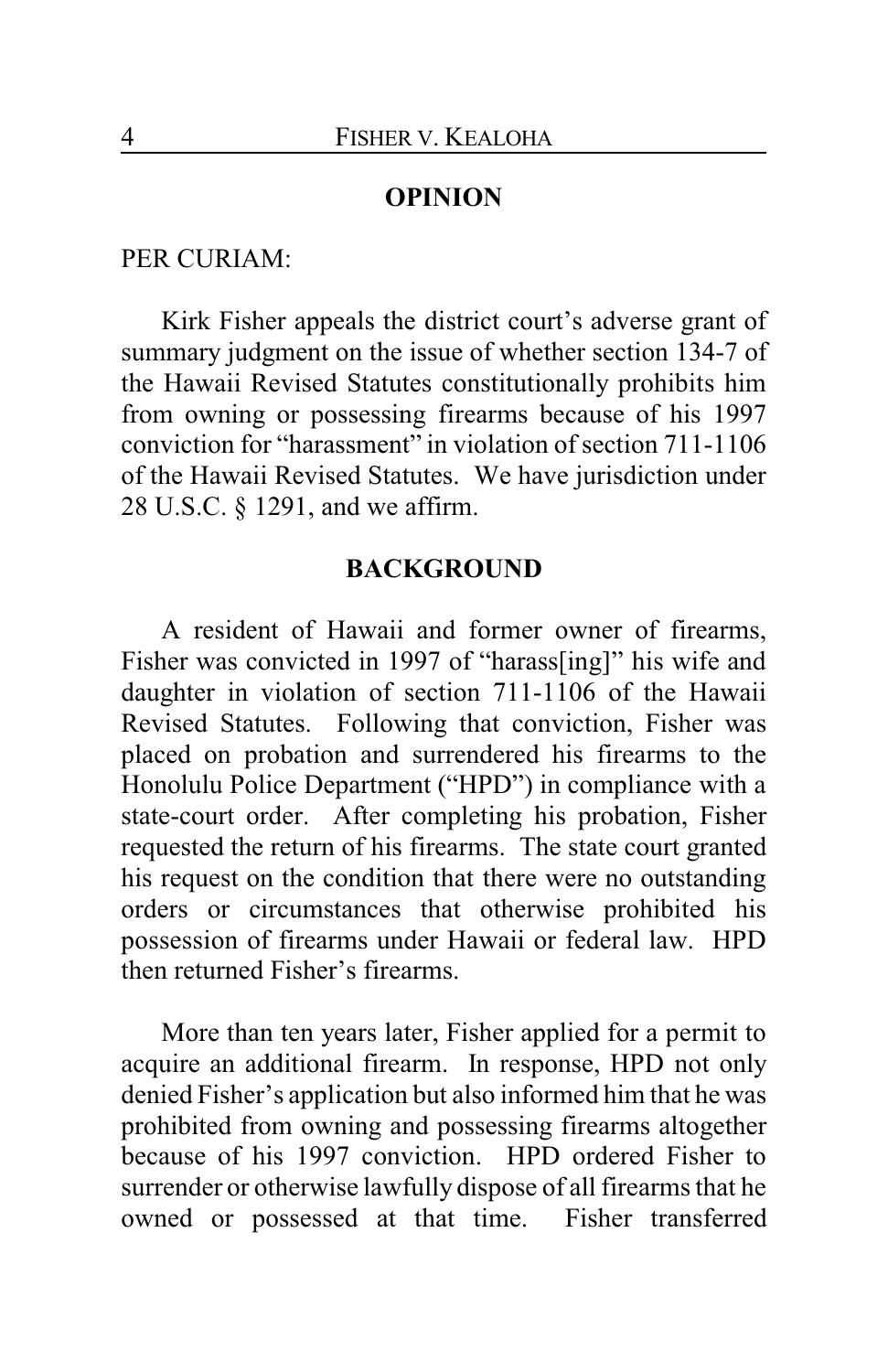## OPINION

PER CURIAM:

Kirk Fisher appeals the district court's adverse grant of summary judgment on the issue of whether section 134-7 of the Hawaii Revised Statutes constitutionally prohibits him from owning or possessing firearms because of his 1997 conviction for "harassment" in violation of section 711-1106 of the Hawaii Revised Statutes. We have jurisdiction under 28 U.S.C. § 1291, and we affirm.

## BACKGROUND

A resident of Hawaii and former owner of firearms, Fisher was convicted in 1997 of "harass[ing]" his wife and daughter in violation of section 711-1106 of the Hawaii Revised Statutes. Following that conviction, Fisher was placed on probation and surrendered his firearms to the Honolulu Police Department ("HPD") in compliance with a state-court order. After completing his probation, Fisher requested the return of his firearms. The state court granted his request on the condition that there were no outstanding orders or circumstances that otherwise prohibited his possession of firearms under Hawaii or federal law. HPD then returned Fisher's firearms.

More than ten years later, Fisher applied for a permit to acquire an additional firearm. In response, HPD not only denied Fisher's application but also informed him that he was prohibited from owning and possessing firearms altogether because of his 1997 conviction. HPD ordered Fisher to surrender or otherwise lawfully dispose of all firearms that he owned or possessed at that time. Fisher transferred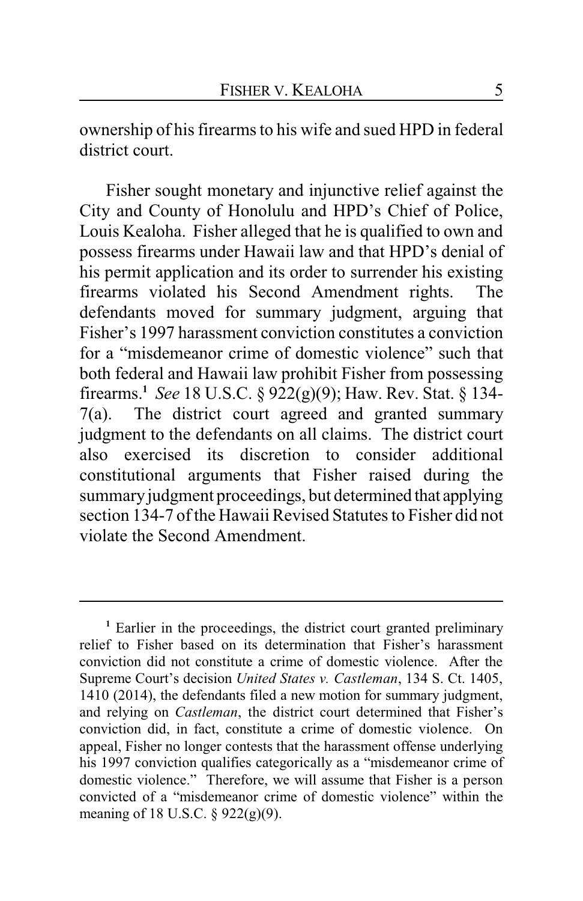ownership of his firearms to his wife and sued HPD in federal district court.

Fisher sought monetary and injunctive relief against the City and County of Honolulu and HPD's Chief of Police, Louis Kealoha. Fisher alleged that he is qualified to own and possess firearms under Hawaii law and that HPD's denial of his permit application and its order to surrender his existing firearms violated his Second Amendment rights. The defendants moved for summary judgment, arguing that Fisher's 1997 harassment conviction constitutes a conviction for a "misdemeanor crime of domestic violence" such that both federal and Hawaii law prohibit Fisher from possessing firearms.[1] *See* 18 U.S.C. § 922(g)(9); Haw. Rev. Stat. § 134-7(a). The district court agreed and granted summary judgment to the defendants on all claims. The district court also exercised its discretion to consider additional constitutional arguments that Fisher raised during the summary judgment proceedings, but determined that applying section 134-7 of the Hawaii Revised Statutes to Fisher did not violate the Second Amendment.

---

[1] Earlier in the proceedings, the district court granted preliminary relief to Fisher based on its determination that Fisher's harassment conviction did not constitute a crime of domestic violence. After the Supreme Court's decision *United States v. Castleman*, 134 S. Ct. 1405, 1410 (2014), the defendants filed a new motion for summary judgment, and relying on *Castleman*, the district court determined that Fisher's conviction did, in fact, constitute a crime of domestic violence. On appeal, Fisher no longer contests that the harassment offense underlying his 1997 conviction qualifies categorically as a "misdemeanor crime of domestic violence." Therefore, we will assume that Fisher is a person convicted of a "misdemeanor crime of domestic violence" within the meaning of 18 U.S.C. § 922(g)(9).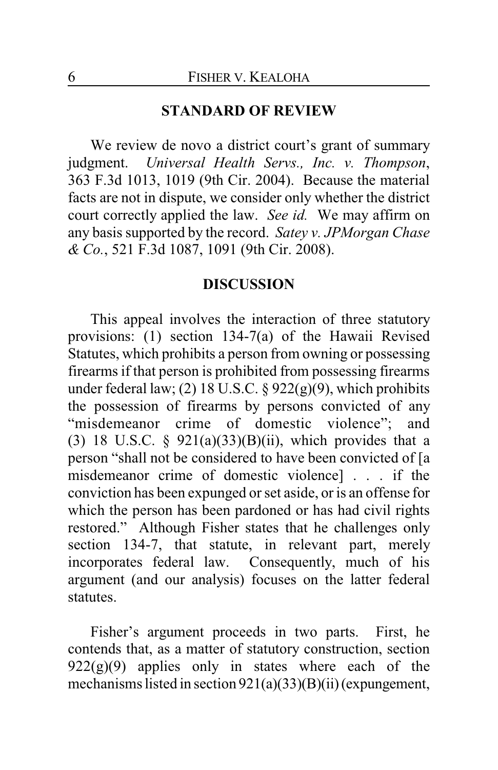## STANDARD OF REVIEW

We review de novo a district court's grant of summary judgment. *Universal Health Servs., Inc. v. Thompson*, 363 F.3d 1013, 1019 (9th Cir. 2004). Because the material facts are not in dispute, we consider only whether the district court correctly applied the law. *See id.* We may affirm on any basis supported by the record. *Satey v. JPMorgan Chase & Co.*, 521 F.3d 1087, 1091 (9th Cir. 2008).

## DISCUSSION

This appeal involves the interaction of three statutory provisions: (1) section 134-7(a) of the Hawaii Revised Statutes, which prohibits a person from owning or possessing firearms if that person is prohibited from possessing firearms under federal law; (2) 18 U.S.C. § 922(g)(9), which prohibits the possession of firearms by persons convicted of any "misdemeanor crime of domestic violence"; and (3) 18 U.S.C. § 921(a)(33)(B)(ii), which provides that a person "shall not be considered to have been convicted of [a misdemeanor crime of domestic violence] . . . if the conviction has been expunged or set aside, or is an offense for which the person has been pardoned or has had civil rights restored." Although Fisher states that he challenges only section 134-7, that statute, in relevant part, merely incorporates federal law. Consequently, much of his argument (and our analysis) focuses on the latter federal statutes.

Fisher's argument proceeds in two parts. First, he contends that, as a matter of statutory construction, section 922(g)(9) applies only in states where each of the mechanisms listed in section 921(a)(33)(B)(ii) (expungement,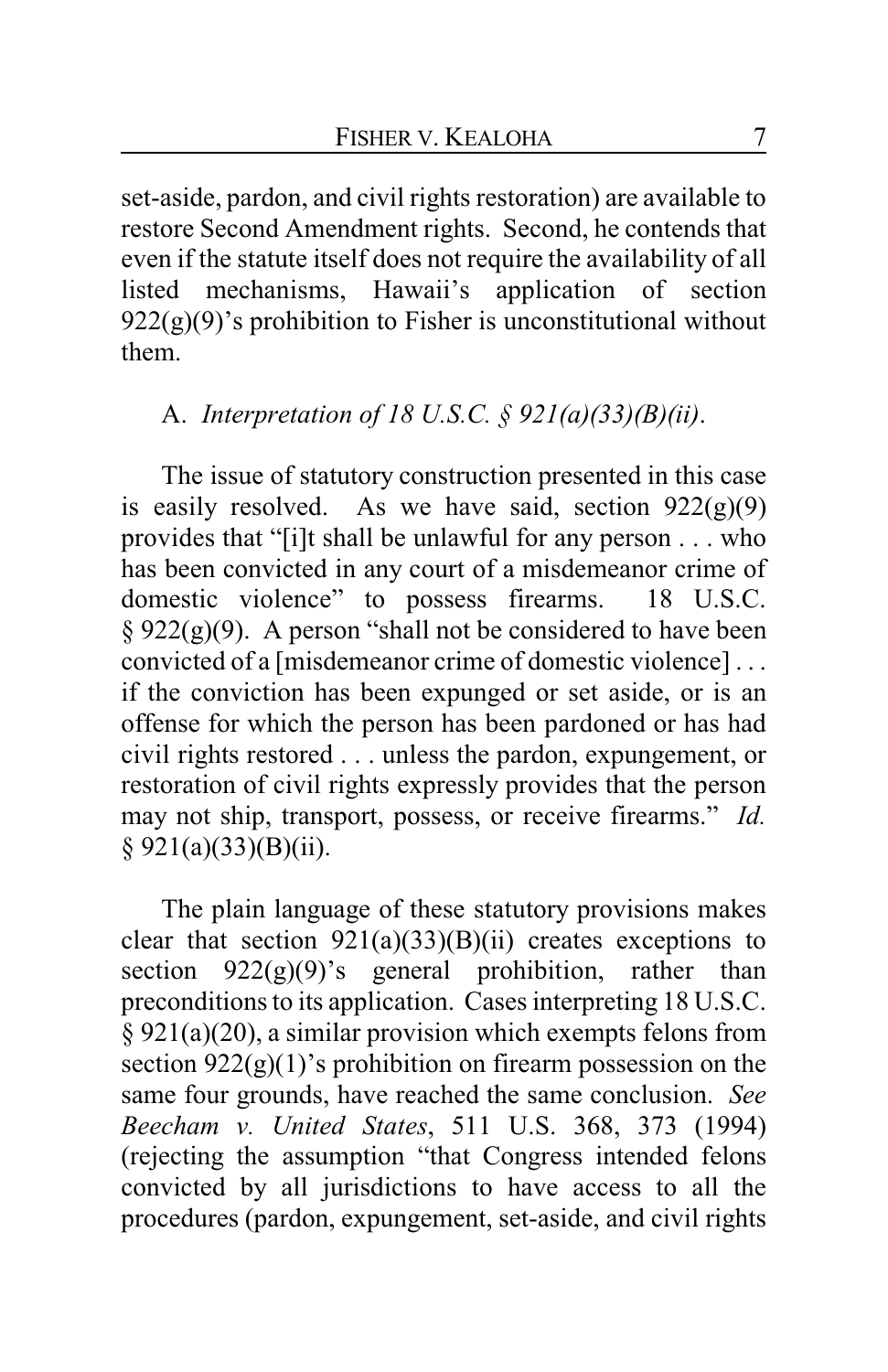set-aside, pardon, and civil rights restoration) are available to restore Second Amendment rights. Second, he contends that even if the statute itself does not require the availability of all listed mechanisms, Hawaii's application of section 922(g)(9)'s prohibition to Fisher is unconstitutional without them.

A. *Interpretation of 18 U.S.C. § 921(a)(33)(B)(ii)*.

The issue of statutory construction presented in this case is easily resolved. As we have said, section 922(g)(9) provides that "[i]t shall be unlawful for any person . . . who has been convicted in any court of a misdemeanor crime of domestic violence" to possess firearms. 18 U.S.C. § 922(g)(9). A person "shall not be considered to have been convicted of a [misdemeanor crime of domestic violence] . . . if the conviction has been expunged or set aside, or is an offense for which the person has been pardoned or has had civil rights restored . . . unless the pardon, expungement, or restoration of civil rights expressly provides that the person may not ship, transport, possess, or receive firearms." *Id.* § 921(a)(33)(B)(ii).

The plain language of these statutory provisions makes clear that section 921(a)(33)(B)(ii) creates exceptions to section 922(g)(9)'s general prohibition, rather than preconditions to its application. Cases interpreting 18 U.S.C. § 921(a)(20), a similar provision which exempts felons from section 922(g)(1)'s prohibition on firearm possession on the same four grounds, have reached the same conclusion. *See Beecham v. United States*, 511 U.S. 368, 373 (1994) (rejecting the assumption "that Congress intended felons convicted by all jurisdictions to have access to all the procedures (pardon, expungement, set-aside, and civil rights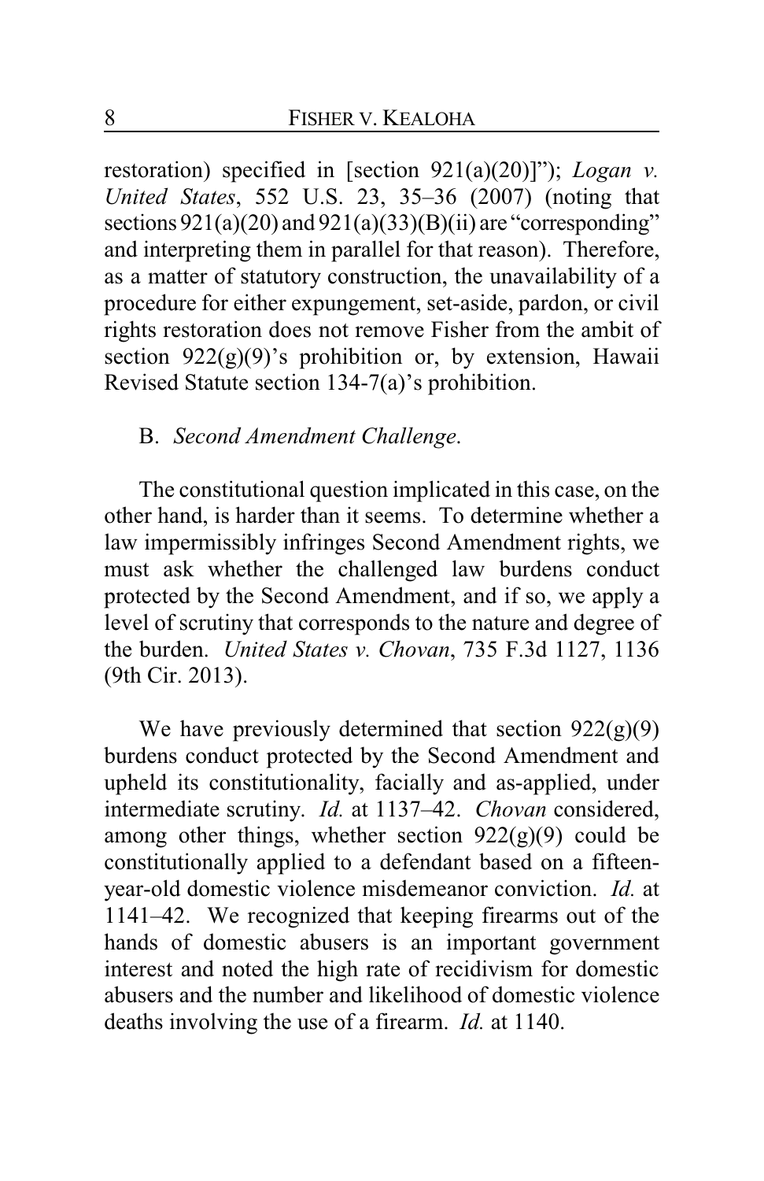restoration) specified in [section 921(a)(20)]"); *Logan v. United States*, 552 U.S. 23, 35–36 (2007) (noting that sections 921(a)(20) and 921(a)(33)(B)(ii) are "corresponding" and interpreting them in parallel for that reason). Therefore, as a matter of statutory construction, the unavailability of a procedure for either expungement, set-aside, pardon, or civil rights restoration does not remove Fisher from the ambit of section 922(g)(9)'s prohibition or, by extension, Hawaii Revised Statute section 134-7(a)'s prohibition.

B. *Second Amendment Challenge.*

The constitutional question implicated in this case, on the other hand, is harder than it seems. To determine whether a law impermissibly infringes Second Amendment rights, we must ask whether the challenged law burdens conduct protected by the Second Amendment, and if so, we apply a level of scrutiny that corresponds to the nature and degree of the burden. *United States v. Chovan*, 735 F.3d 1127, 1136 (9th Cir. 2013).

We have previously determined that section 922(g)(9) burdens conduct protected by the Second Amendment and upheld its constitutionality, facially and as-applied, under intermediate scrutiny. *Id.* at 1137–42. *Chovan* considered, among other things, whether section 922(g)(9) could be constitutionally applied to a defendant based on a fifteen-year-old domestic violence misdemeanor conviction. *Id.* at 1141–42. We recognized that keeping firearms out of the hands of domestic abusers is an important government interest and noted the high rate of recidivism for domestic abusers and the number and likelihood of domestic violence deaths involving the use of a firearm. *Id.* at 1140.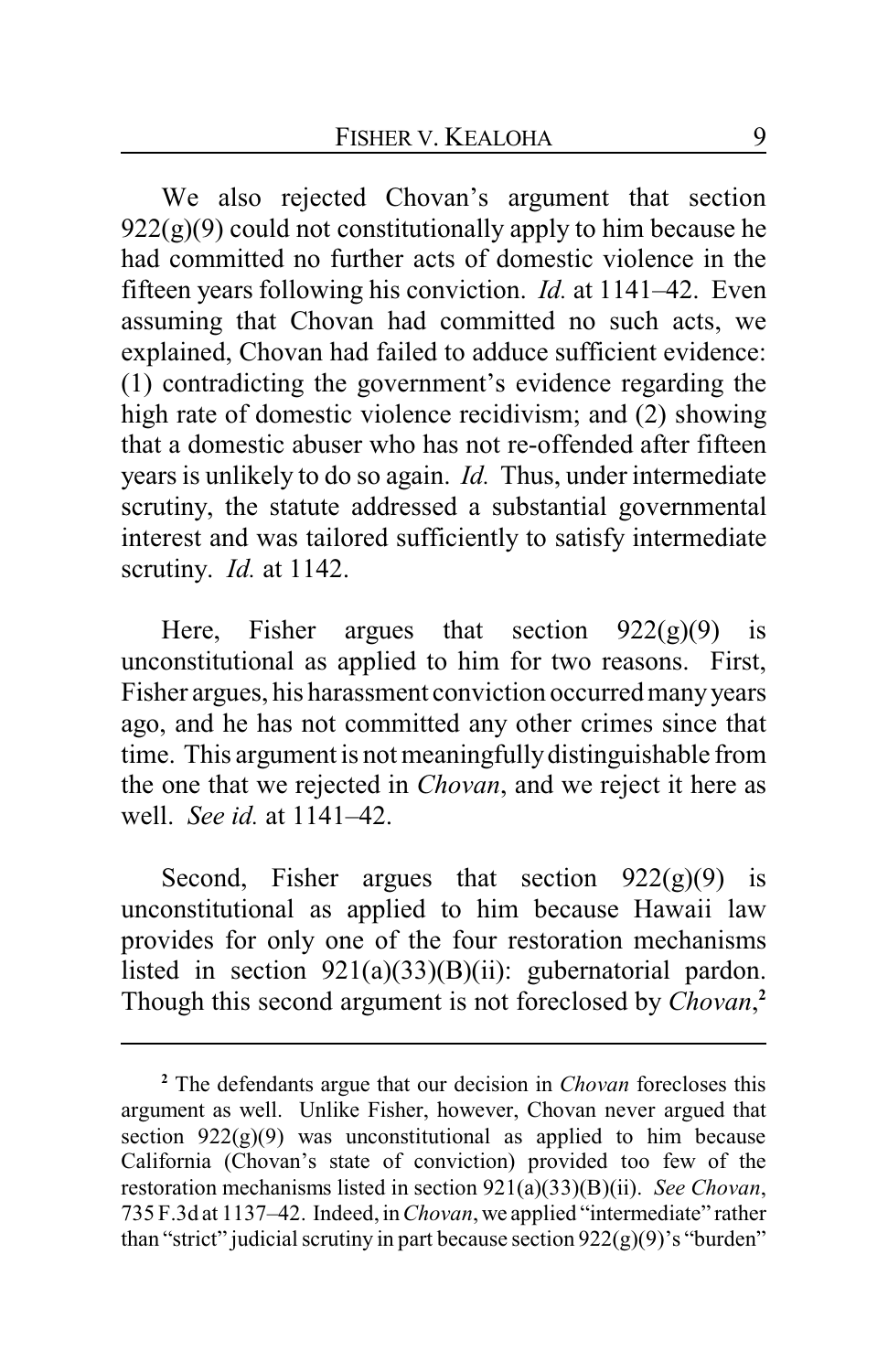We also rejected Chovan's argument that section 922(g)(9) could not constitutionally apply to him because he had committed no further acts of domestic violence in the fifteen years following his conviction. *Id.* at 1141–42. Even assuming that Chovan had committed no such acts, we explained, Chovan had failed to adduce sufficient evidence: (1) contradicting the government's evidence regarding the high rate of domestic violence recidivism; and (2) showing that a domestic abuser who has not re-offended after fifteen years is unlikely to do so again. *Id.* Thus, under intermediate scrutiny, the statute addressed a substantial governmental interest and was tailored sufficiently to satisfy intermediate scrutiny. *Id.* at 1142.

Here, Fisher argues that section 922(g)(9) is unconstitutional as applied to him for two reasons. First, Fisher argues, his harassment conviction occurred many years ago, and he has not committed any other crimes since that time. This argument is not meaningfully distinguishable from the one that we rejected in *Chovan*, and we reject it here as well. *See id.* at 1141–42.

Second, Fisher argues that section 922(g)(9) is unconstitutional as applied to him because Hawaii law provides for only one of the four restoration mechanisms listed in section 921(a)(33)(B)(ii): gubernatorial pardon. Though this second argument is not foreclosed by *Chovan*,[2]

[2] The defendants argue that our decision in *Chovan* forecloses this argument as well. Unlike Fisher, however, Chovan never argued that section 922(g)(9) was unconstitutional as applied to him because California (Chovan's state of conviction) provided too few of the restoration mechanisms listed in section 921(a)(33)(B)(ii). *See Chovan*, 735 F.3d at 1137–42. Indeed, in *Chovan*, we applied "intermediate" rather than "strict" judicial scrutiny in part because section 922(g)(9)'s "burden"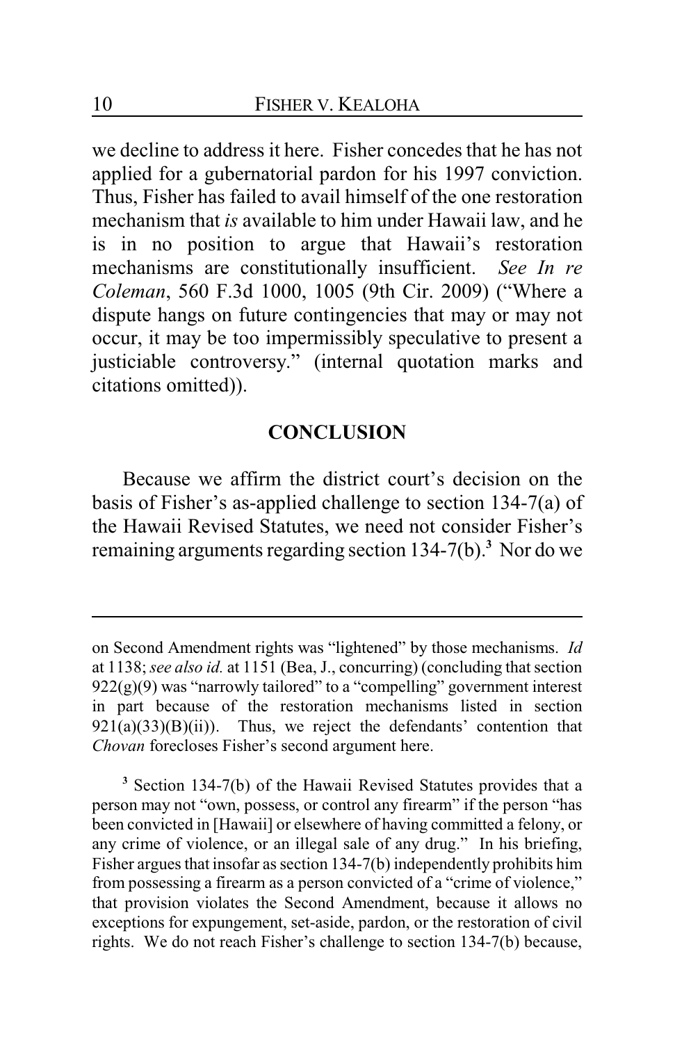we decline to address it here. Fisher concedes that he has not applied for a gubernatorial pardon for his 1997 conviction. Thus, Fisher has failed to avail himself of the one restoration mechanism that *is* available to him under Hawaii law, and he is in no position to argue that Hawaii's restoration mechanisms are constitutionally insufficient. *See In re Coleman*, 560 F.3d 1000, 1005 (9th Cir. 2009) ("Where a dispute hangs on future contingencies that may or may not occur, it may be too impermissibly speculative to present a justiciable controversy." (internal quotation marks and citations omitted)).

## CONCLUSION

Because we affirm the district court's decision on the basis of Fisher's as-applied challenge to section 134-7(a) of the Hawaii Revised Statutes, we need not consider Fisher's remaining arguments regarding section 134-7(b).[3] Nor do we

---

on Second Amendment rights was "lightened" by those mechanisms. *Id* at 1138; *see also id.* at 1151 (Bea, J., concurring) (concluding that section 922(g)(9) was "narrowly tailored" to a "compelling" government interest in part because of the restoration mechanisms listed in section 921(a)(33)(B)(ii)). Thus, we reject the defendants' contention that *Chovan* forecloses Fisher's second argument here.

[3] Section 134-7(b) of the Hawaii Revised Statutes provides that a person may not "own, possess, or control any firearm" if the person "has been convicted in [Hawaii] or elsewhere of having committed a felony, or any crime of violence, or an illegal sale of any drug." In his briefing, Fisher argues that insofar as section 134-7(b) independently prohibits him from possessing a firearm as a person convicted of a "crime of violence," that provision violates the Second Amendment, because it allows no exceptions for expungement, set-aside, pardon, or the restoration of civil rights. We do not reach Fisher's challenge to section 134-7(b) because,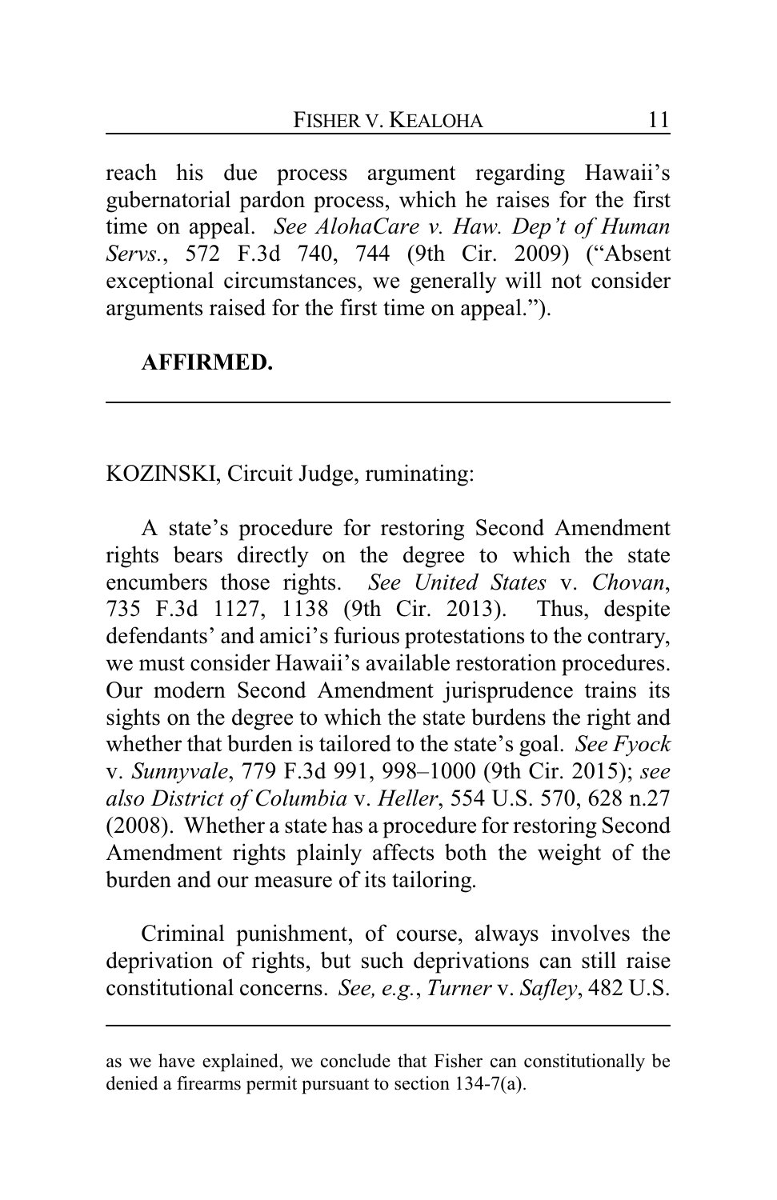reach his due process argument regarding Hawaii's gubernatorial pardon process, which he raises for the first time on appeal. *See AlohaCare v. Haw. Dep't of Human Servs.*, 572 F.3d 740, 744 (9th Cir. 2009) ("Absent exceptional circumstances, we generally will not consider arguments raised for the first time on appeal.").

**AFFIRMED.**

---

KOZINSKI, Circuit Judge, ruminating:

A state's procedure for restoring Second Amendment rights bears directly on the degree to which the state encumbers those rights. *See United States* v. *Chovan*, 735 F.3d 1127, 1138 (9th Cir. 2013). Thus, despite defendants' and amici's furious protestations to the contrary, we must consider Hawaii's available restoration procedures. Our modern Second Amendment jurisprudence trains its sights on the degree to which the state burdens the right and whether that burden is tailored to the state's goal. *See Fyock* v. *Sunnyvale*, 779 F.3d 991, 998–1000 (9th Cir. 2015); *see also District of Columbia* v. *Heller*, 554 U.S. 570, 628 n.27 (2008). Whether a state has a procedure for restoring Second Amendment rights plainly affects both the weight of the burden and our measure of its tailoring.

Criminal punishment, of course, always involves the deprivation of rights, but such deprivations can still raise constitutional concerns. *See, e.g.*, *Turner* v. *Safley*, 482 U.S.

---

as we have explained, we conclude that Fisher can constitutionally be denied a firearms permit pursuant to section 134-7(a).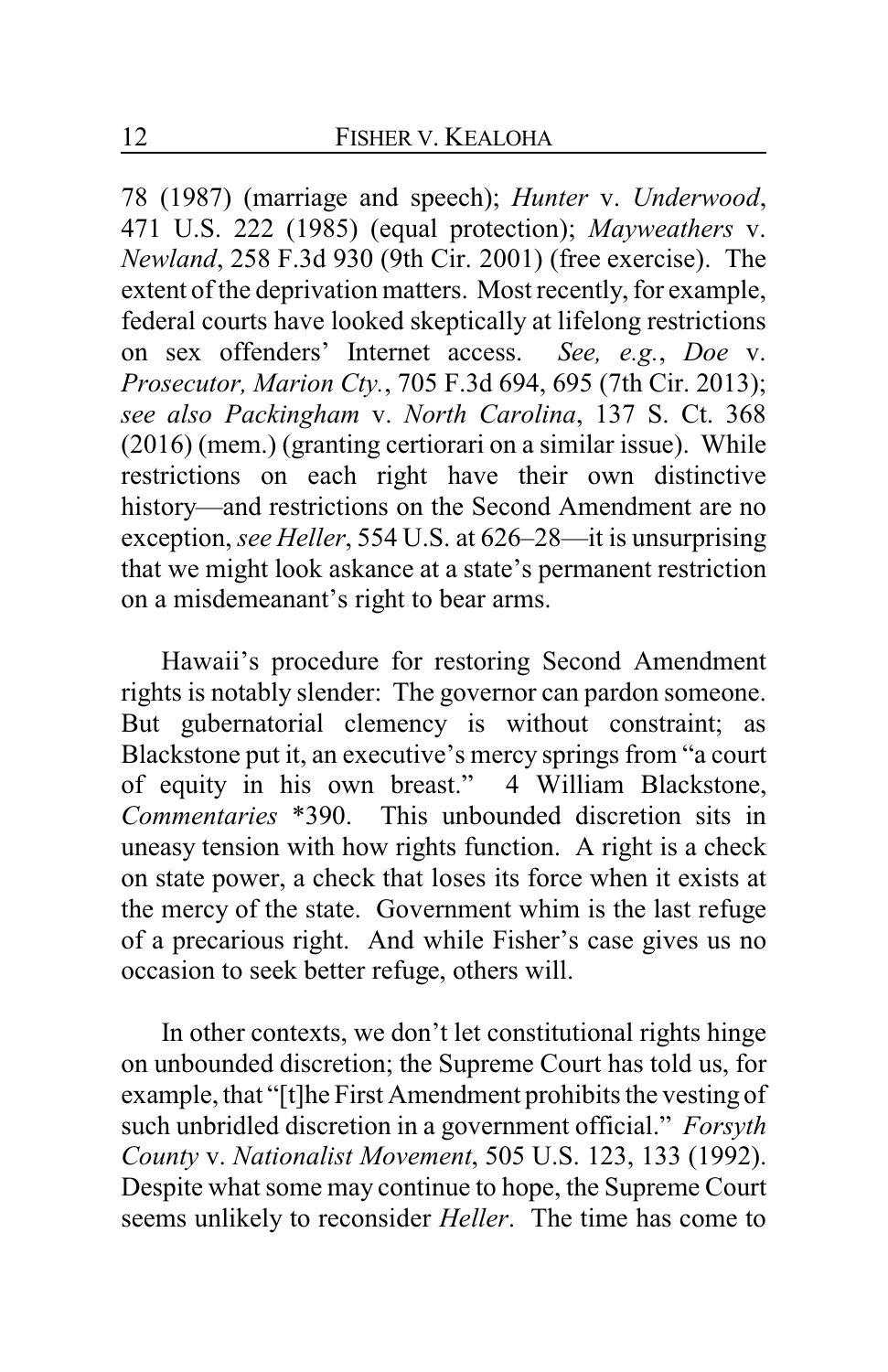78 (1987) (marriage and speech); *Hunter* v. *Underwood*, 471 U.S. 222 (1985) (equal protection); *Mayweathers* v. *Newland*, 258 F.3d 930 (9th Cir. 2001) (free exercise). The extent of the deprivation matters. Most recently, for example, federal courts have looked skeptically at lifelong restrictions on sex offenders' Internet access. *See, e.g.*, *Doe* v. *Prosecutor, Marion Cty.*, 705 F.3d 694, 695 (7th Cir. 2013); *see also Packingham* v. *North Carolina*, 137 S. Ct. 368 (2016) (mem.) (granting certiorari on a similar issue). While restrictions on each right have their own distinctive history—and restrictions on the Second Amendment are no exception, *see Heller*, 554 U.S. at 626–28—it is unsurprising that we might look askance at a state's permanent restriction on a misdemeanant's right to bear arms.

Hawaii's procedure for restoring Second Amendment rights is notably slender: The governor can pardon someone. But gubernatorial clemency is without constraint; as Blackstone put it, an executive's mercy springs from "a court of equity in his own breast." 4 William Blackstone, *Commentaries* *390. This unbounded discretion sits in uneasy tension with how rights function. A right is a check on state power, a check that loses its force when it exists at the mercy of the state. Government whim is the last refuge of a precarious right. And while Fisher's case gives us no occasion to seek better refuge, others will.

In other contexts, we don't let constitutional rights hinge on unbounded discretion; the Supreme Court has told us, for example, that "[t]he First Amendment prohibits the vesting of such unbridled discretion in a government official." *Forsyth County* v. *Nationalist Movement*, 505 U.S. 123, 133 (1992). Despite what some may continue to hope, the Supreme Court seems unlikely to reconsider *Heller*. The time has come to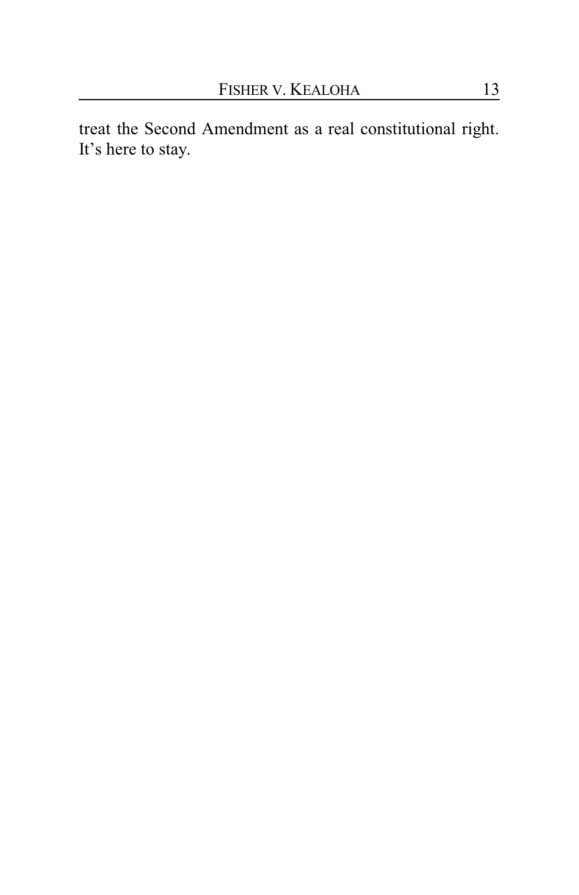treat the Second Amendment as a real constitutional right. It's here to stay.